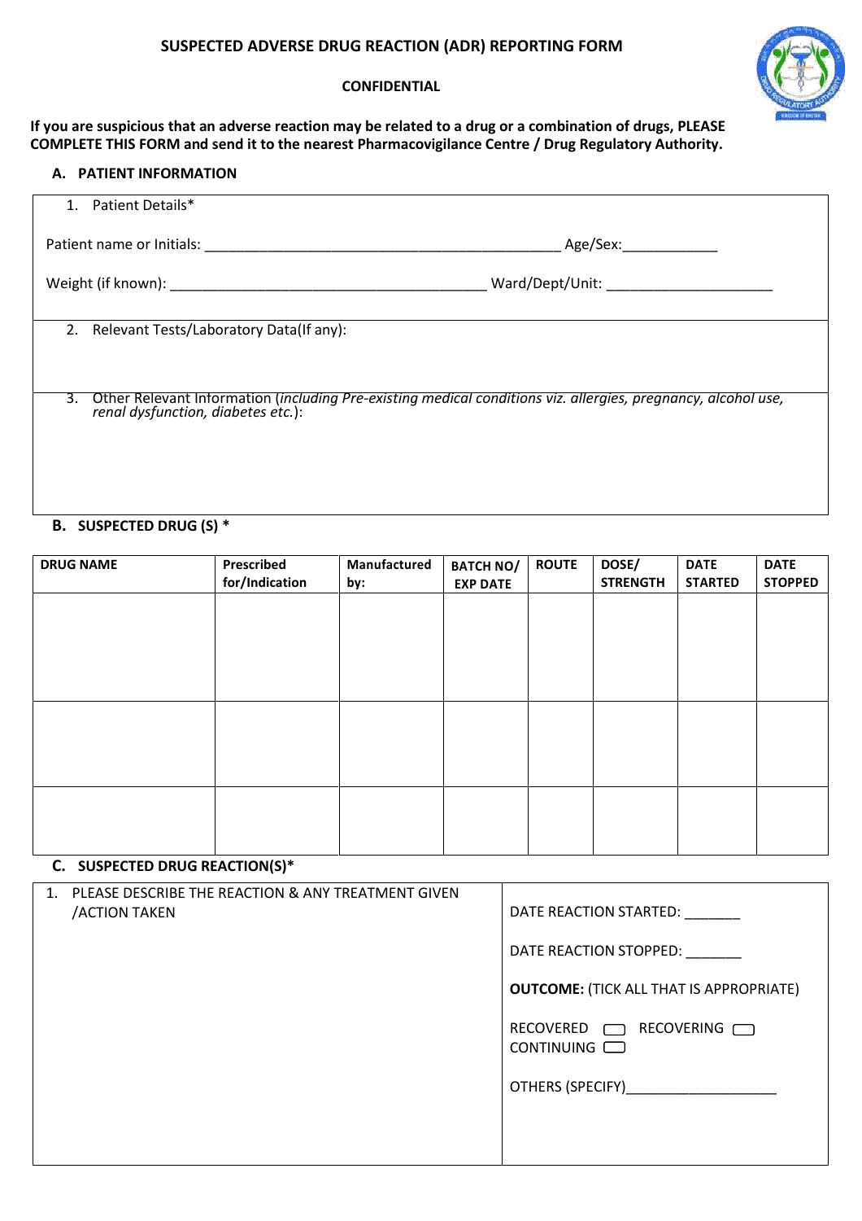# SUSPECTED ADVERSE DRUG REACTION (ADR) REPORTING FORM

**CONFIDENTIAL**

**If you are suspicious that an adverse reaction may be related to a drug or a combination of drugs, PLEASE COMPLETE THIS FORM and send it to the nearest Pharmacovigilance Centre / Drug Regulatory Authority.**

## A. PATIENT INFORMATION

1. Patient Details*

Patient name or Initials: _____________________________________________ Age/Sex:____________

Weight (if known): _________________________________________ Ward/Dept/Unit: _____________________

2. Relevant Tests/Laboratory Data(If any):

3. Other Relevant Information (*including Pre-existing medical conditions viz. allergies, pregnancy, alcohol use, renal dysfunction, diabetes etc.*):

## B. SUSPECTED DRUG (S) *

| DRUG NAME | Prescribed for/Indication | Manufactured by: | BATCH NO/ EXP DATE | ROUTE | DOSE/ STRENGTH | DATE STARTED | DATE STOPPED |
|---|---|---|---|---|---|---|---|
| | | | | | | | |
| | | | | | | | |
| | | | | | | | |

## C. SUSPECTED DRUG REACTION(S)*

| 1. PLEASE DESCRIBE THE REACTION & ANY TREATMENT GIVEN /ACTION TAKEN | DATE REACTION STARTED: _______<br><br>DATE REACTION STOPPED: _______<br><br>**OUTCOME:** (TICK ALL THAT IS APPROPRIATE)<br><br>RECOVERED ☐ RECOVERING ☐<br>CONTINUING ☐<br><br>OTHERS (SPECIFY)___________________ |
|---|---|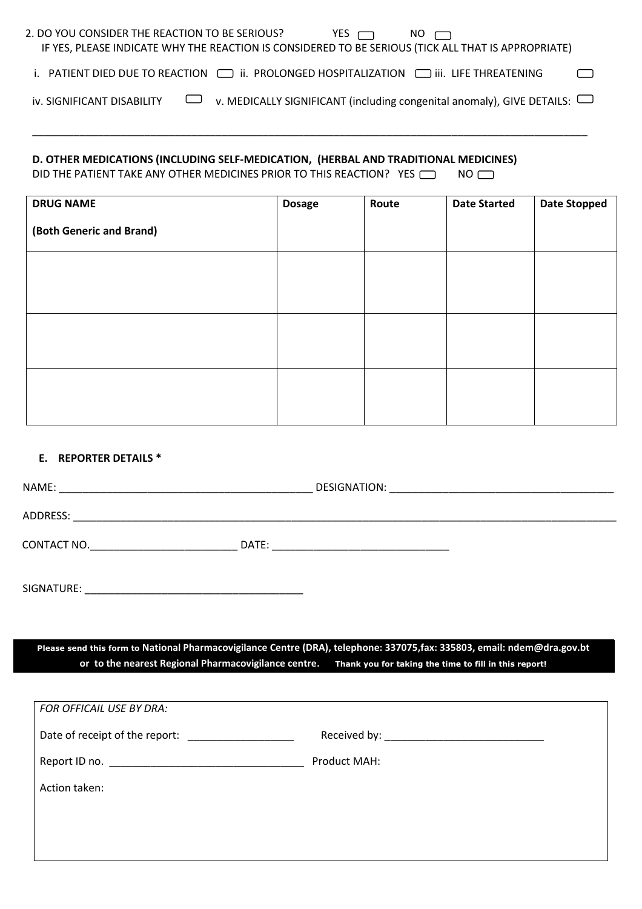2. DO YOU CONSIDER THE REACTION TO BE SERIOUS? YES ☐ NO ☐
IF YES, PLEASE INDICATE WHY THE REACTION IS CONSIDERED TO BE SERIOUS (TICK ALL THAT IS APPROPRIATE)

i. PATIENT DIED DUE TO REACTION ☐ ii. PROLONGED HOSPITALIZATION ☐ iii. LIFE THREATENING ☐

iv. SIGNIFICANT DISABILITY ☐ v. MEDICALLY SIGNIFICANT (including congenital anomaly), GIVE DETAILS: ☐

_______________________________________________________________________________________________

**D. OTHER MEDICATIONS (INCLUDING SELF-MEDICATION, (HERBAL AND TRADITIONAL MEDICINES)**
DID THE PATIENT TAKE ANY OTHER MEDICINES PRIOR TO THIS REACTION? YES ☐ NO ☐

| DRUG NAME (Both Generic and Brand) | Dosage | Route | Date Started | Date Stopped |
|---|---|---|---|---|
| | | | | |
| | | | | |
| | | | | |

**E. REPORTER DETAILS ***

NAME: ____________________________________________ DESIGNATION: ______________________________________

ADDRESS: ________________________________________________________________________________________________

CONTACT NO.________________________ DATE: ______________________________

SIGNATURE: _____________________________________

**Please send this form to National Pharmacovigilance Centre (DRA), telephone: 337075,fax: 335803, email: ndem@dra.gov.bt or to the nearest Regional Pharmacovigilance centre. Thank you for taking the time to fill in this report!**

*FOR OFFICAIL USE BY DRA:*

Date of receipt of the report: __________________ Received by: ___________________________

Report ID no. _________________________________ Product MAH:

Action taken: